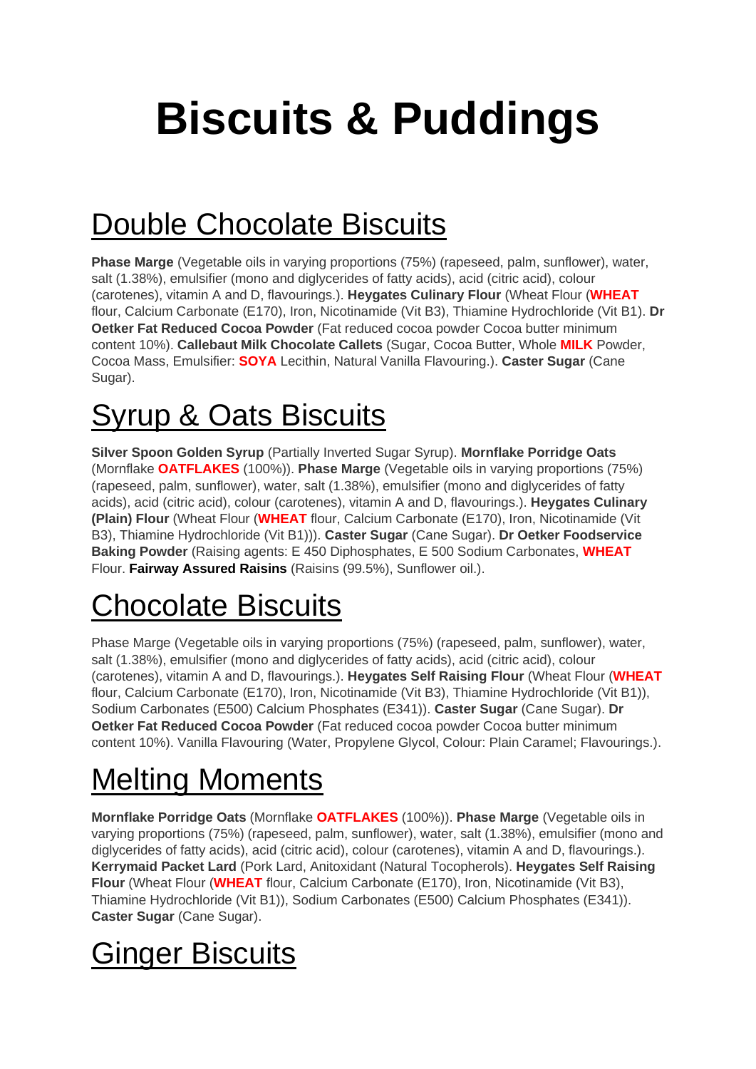# Biscuits & Puddings

## Double Chocolate Biscuits

**Phase Marge** (Vegetable oils in varying proportions (75%) (rapeseed, palm, sunflower), water, salt (1.38%), emulsifier (mono and diglycerides of fatty acids), acid (citric acid), colour (carotenes), vitamin A and D, flavourings.). **Heygates Culinary Flour** (Wheat Flour (**WHEAT** flour, Calcium Carbonate (E170), Iron, Nicotinamide (Vit B3), Thiamine Hydrochloride (Vit B1). **Dr Oetker Fat Reduced Cocoa Powder** (Fat reduced cocoa powder Cocoa butter minimum content 10%). **Callebaut Milk Chocolate Callets** (Sugar, Cocoa Butter, Whole **MILK** Powder, Cocoa Mass, Emulsifier: **SOYA** Lecithin, Natural Vanilla Flavouring.). **Caster Sugar** (Cane Sugar).

## Syrup & Oats Biscuits

**Silver Spoon Golden Syrup** (Partially Inverted Sugar Syrup). **Mornflake Porridge Oats** (Mornflake **OATFLAKES** (100%)). **Phase Marge** (Vegetable oils in varying proportions (75%) (rapeseed, palm, sunflower), water, salt (1.38%), emulsifier (mono and diglycerides of fatty acids), acid (citric acid), colour (carotenes), vitamin A and D, flavourings.). **Heygates Culinary (Plain) Flour** (Wheat Flour (**WHEAT** flour, Calcium Carbonate (E170), Iron, Nicotinamide (Vit B3), Thiamine Hydrochloride (Vit B1))). **Caster Sugar** (Cane Sugar). **Dr Oetker Foodservice Baking Powder** (Raising agents: E 450 Diphosphates, E 500 Sodium Carbonates, **WHEAT** Flour. **Fairway Assured Raisins** (Raisins (99.5%), Sunflower oil.).

## Chocolate Biscuits

Phase Marge (Vegetable oils in varying proportions (75%) (rapeseed, palm, sunflower), water, salt (1.38%), emulsifier (mono and diglycerides of fatty acids), acid (citric acid), colour (carotenes), vitamin A and D, flavourings.). **Heygates Self Raising Flour** (Wheat Flour (**WHEAT** flour, Calcium Carbonate (E170), Iron, Nicotinamide (Vit B3), Thiamine Hydrochloride (Vit B1)), Sodium Carbonates (E500) Calcium Phosphates (E341)). **Caster Sugar** (Cane Sugar). **Dr Oetker Fat Reduced Cocoa Powder** (Fat reduced cocoa powder Cocoa butter minimum content 10%). Vanilla Flavouring (Water, Propylene Glycol, Colour: Plain Caramel; Flavourings.).

## Melting Moments

**Mornflake Porridge Oats** (Mornflake **OATFLAKES** (100%)). **Phase Marge** (Vegetable oils in varying proportions (75%) (rapeseed, palm, sunflower), water, salt (1.38%), emulsifier (mono and diglycerides of fatty acids), acid (citric acid), colour (carotenes), vitamin A and D, flavourings.). **Kerrymaid Packet Lard** (Pork Lard, Anitoxidant (Natural Tocopherols). **Heygates Self Raising Flour** (Wheat Flour (**WHEAT** flour, Calcium Carbonate (E170), Iron, Nicotinamide (Vit B3), Thiamine Hydrochloride (Vit B1)), Sodium Carbonates (E500) Calcium Phosphates (E341)). **Caster Sugar** (Cane Sugar).

## Ginger Biscuits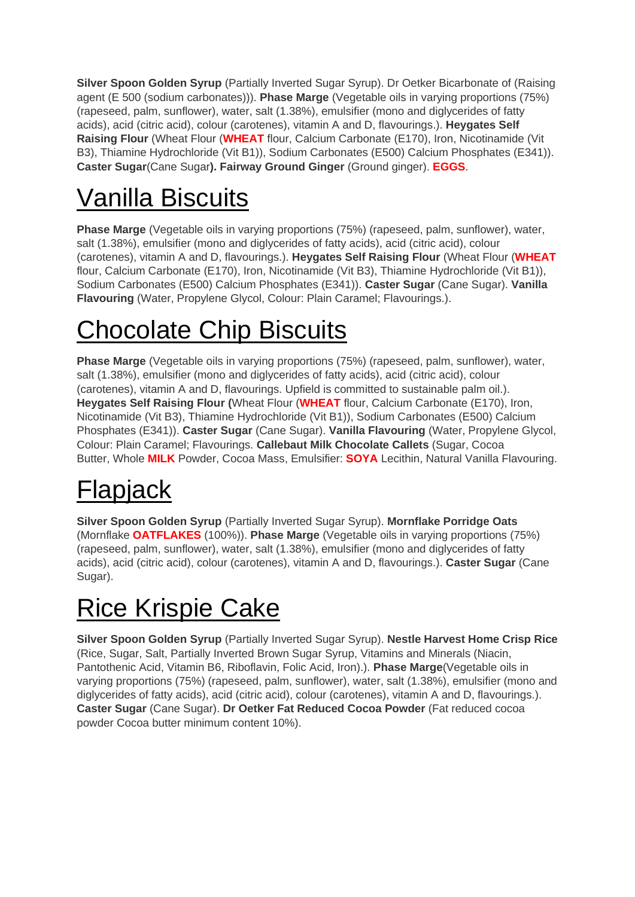**Silver Spoon Golden Syrup** (Partially Inverted Sugar Syrup). Dr Oetker Bicarbonate of (Raising agent (E 500 (sodium carbonates))). **Phase Marge** (Vegetable oils in varying proportions (75%) (rapeseed, palm, sunflower), water, salt (1.38%), emulsifier (mono and diglycerides of fatty acids), acid (citric acid), colour (carotenes), vitamin A and D, flavourings.). **Heygates Self Raising Flour** (Wheat Flour (**WHEAT** flour, Calcium Carbonate (E170), Iron, Nicotinamide (Vit B3), Thiamine Hydrochloride (Vit B1)), Sodium Carbonates (E500) Calcium Phosphates (E341)). **Caster Sugar**(Cane Sugar**). Fairway Ground Ginger** (Ground ginger). **EGGS**.

# Vanilla Biscuits

**Phase Marge** (Vegetable oils in varying proportions (75%) (rapeseed, palm, sunflower), water, salt (1.38%), emulsifier (mono and diglycerides of fatty acids), acid (citric acid), colour (carotenes), vitamin A and D, flavourings.). **Heygates Self Raising Flour** (Wheat Flour (**WHEAT** flour, Calcium Carbonate (E170), Iron, Nicotinamide (Vit B3), Thiamine Hydrochloride (Vit B1)), Sodium Carbonates (E500) Calcium Phosphates (E341)). **Caster Sugar** (Cane Sugar). **Vanilla Flavouring** (Water, Propylene Glycol, Colour: Plain Caramel; Flavourings.).

# Chocolate Chip Biscuits

**Phase Marge** (Vegetable oils in varying proportions (75%) (rapeseed, palm, sunflower), water, salt (1.38%), emulsifier (mono and diglycerides of fatty acids), acid (citric acid), colour (carotenes), vitamin A and D, flavourings. Upfield is committed to sustainable palm oil.). **Heygates Self Raising Flour (**Wheat Flour (**WHEAT** flour, Calcium Carbonate (E170), Iron, Nicotinamide (Vit B3), Thiamine Hydrochloride (Vit B1)), Sodium Carbonates (E500) Calcium Phosphates (E341)). **Caster Sugar** (Cane Sugar). **Vanilla Flavouring** (Water, Propylene Glycol, Colour: Plain Caramel; Flavourings. **Callebaut Milk Chocolate Callets** (Sugar, Cocoa Butter, Whole **MILK** Powder, Cocoa Mass, Emulsifier: **SOYA** Lecithin, Natural Vanilla Flavouring.

# Flapjack

**Silver Spoon Golden Syrup** (Partially Inverted Sugar Syrup). **Mornflake Porridge Oats** (Mornflake **OATFLAKES** (100%)). **Phase Marge** (Vegetable oils in varying proportions (75%) (rapeseed, palm, sunflower), water, salt (1.38%), emulsifier (mono and diglycerides of fatty acids), acid (citric acid), colour (carotenes), vitamin A and D, flavourings.). **Caster Sugar** (Cane Sugar).

# Rice Krispie Cake

**Silver Spoon Golden Syrup** (Partially Inverted Sugar Syrup). **Nestle Harvest Home Crisp Rice** (Rice, Sugar, Salt, Partially Inverted Brown Sugar Syrup, Vitamins and Minerals (Niacin, Pantothenic Acid, Vitamin B6, Riboflavin, Folic Acid, Iron).). **Phase Marge**(Vegetable oils in varying proportions (75%) (rapeseed, palm, sunflower), water, salt (1.38%), emulsifier (mono and diglycerides of fatty acids), acid (citric acid), colour (carotenes), vitamin A and D, flavourings.). **Caster Sugar** (Cane Sugar). **Dr Oetker Fat Reduced Cocoa Powder** (Fat reduced cocoa powder Cocoa butter minimum content 10%).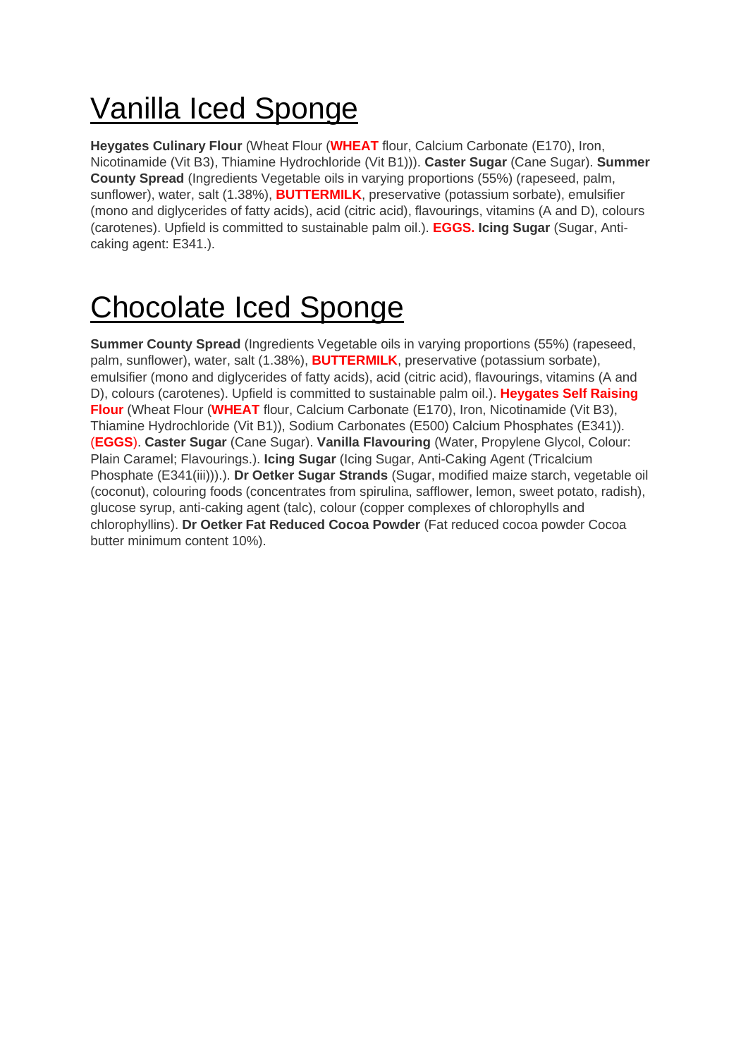# Vanilla Iced Sponge

**Heygates Culinary Flour** (Wheat Flour (**WHEAT** flour, Calcium Carbonate (E170), Iron, Nicotinamide (Vit B3), Thiamine Hydrochloride (Vit B1))). **Caster Sugar** (Cane Sugar). **Summer County Spread** (Ingredients Vegetable oils in varying proportions (55%) (rapeseed, palm, sunflower), water, salt (1.38%), **BUTTERMILK**, preservative (potassium sorbate), emulsifier (mono and diglycerides of fatty acids), acid (citric acid), flavourings, vitamins (A and D), colours (carotenes). Upfield is committed to sustainable palm oil.). **EGGS.** **Icing Sugar** (Sugar, Anti-caking agent: E341.).

# Chocolate Iced Sponge

**Summer County Spread** (Ingredients Vegetable oils in varying proportions (55%) (rapeseed, palm, sunflower), water, salt (1.38%), **BUTTERMILK**, preservative (potassium sorbate), emulsifier (mono and diglycerides of fatty acids), acid (citric acid), flavourings, vitamins (A and D), colours (carotenes). Upfield is committed to sustainable palm oil.). **Heygates Self Raising Flour** (Wheat Flour (**WHEAT** flour, Calcium Carbonate (E170), Iron, Nicotinamide (Vit B3), Thiamine Hydrochloride (Vit B1)), Sodium Carbonates (E500) Calcium Phosphates (E341)). (**EGGS**). **Caster Sugar** (Cane Sugar). **Vanilla Flavouring** (Water, Propylene Glycol, Colour: Plain Caramel; Flavourings.). **Icing Sugar** (Icing Sugar, Anti-Caking Agent (Tricalcium Phosphate (E341(iii))).). **Dr Oetker Sugar Strands** (Sugar, modified maize starch, vegetable oil (coconut), colouring foods (concentrates from spirulina, safflower, lemon, sweet potato, radish), glucose syrup, anti-caking agent (talc), colour (copper complexes of chlorophylls and chlorophyllins). **Dr Oetker Fat Reduced Cocoa Powder** (Fat reduced cocoa powder Cocoa butter minimum content 10%).